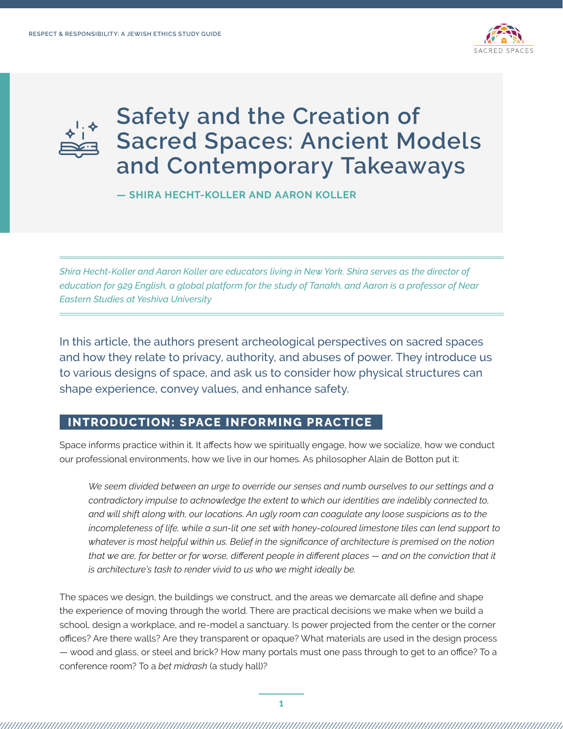# Safety and the Creation of Sacred Spaces: Ancient Models and Contemporary Takeaways

**— SHIRA HECHT-KOLLER AND AARON KOLLER**

*Shira Hecht-Koller and Aaron Koller are educators living in New York. Shira serves as the director of education for 929 English, a global platform for the study of Tanakh, and Aaron is a professor of Near Eastern Studies at Yeshiva University*

In this article, the authors present archeological perspectives on sacred spaces and how they relate to privacy, authority, and abuses of power. They introduce us to various designs of space, and ask us to consider how physical structures can shape experience, convey values, and enhance safety.

## INTRODUCTION: SPACE INFORMING PRACTICE

Space informs practice within it. It affects how we spiritually engage, how we socialize, how we conduct our professional environments, how we live in our homes. As philosopher Alain de Botton put it:

> *We seem divided between an urge to override our senses and numb ourselves to our settings and a contradictory impulse to acknowledge the extent to which our identities are indelibly connected to, and will shift along with, our locations. An ugly room can coagulate any loose suspicions as to the incompleteness of life, while a sun-lit one set with honey-coloured limestone tiles can lend support to whatever is most helpful within us. Belief in the significance of architecture is premised on the notion that we are, for better or for worse, different people in different places — and on the conviction that it is architecture's task to render vivid to us who we might ideally be.*

The spaces we design, the buildings we construct, and the areas we demarcate all define and shape the experience of moving through the world. There are practical decisions we make when we build a school, design a workplace, and re-model a sanctuary. Is power projected from the center or the corner offices? Are there walls? Are they transparent or opaque? What materials are used in the design process — wood and glass, or steel and brick? How many portals must one pass through to get to an office? To a conference room? To a *bet midrash* (a study hall)?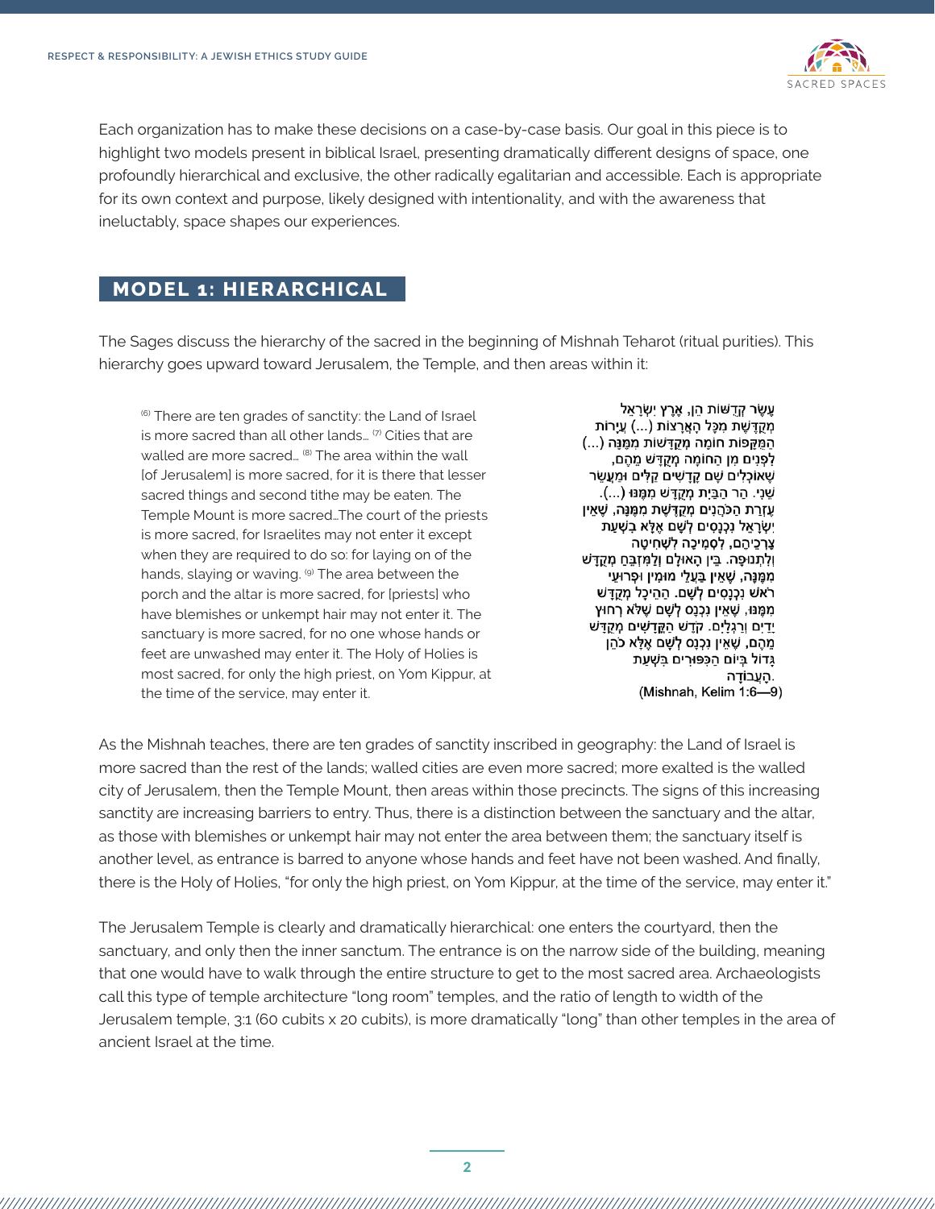Each organization has to make these decisions on a case-by-case basis. Our goal in this piece is to highlight two models present in biblical Israel, presenting dramatically different designs of space, one profoundly hierarchical and exclusive, the other radically egalitarian and accessible. Each is appropriate for its own context and purpose, likely designed with intentionality, and with the awareness that ineluctably, space shapes our experiences.

## MODEL 1: HIERARCHICAL

The Sages discuss the hierarchy of the sacred in the beginning of Mishnah Teharot (ritual purities). This hierarchy goes upward toward Jerusalem, the Temple, and then areas within it:

> (6) There are ten grades of sanctity: the Land of Israel is more sacred than all other lands… (7) Cities that are walled are more sacred… (8) The area within the wall [of Jerusalem] is more sacred, for it is there that lesser sacred things and second tithe may be eaten. The Temple Mount is more sacred…The court of the priests is more sacred, for Israelites may not enter it except when they are required to do so: for laying on of the hands, slaying or waving. (9) The area between the porch and the altar is more sacred, for [priests] who have blemishes or unkempt hair may not enter it. The sanctuary is more sacred, for no one whose hands or feet are unwashed may enter it. The Holy of Holies is most sacred, for only the high priest, on Yom Kippur, at the time of the service, may enter it.

> עֶשֶׂר קְדֻשּׁוֹת הֵן, אֶרֶץ יִשְׂרָאֵל מְקֻדֶּשֶׁת מִכָּל הָאֲרָצוֹת (...) עֲיָרוֹת הַמֻּקָּפוֹת חוֹמָה מְקֻדָּשׁוֹת מִמֶּנָּה (...) לִפְנִים מִן הַחוֹמָה מְקֻדָּשׁ מֵהֶם, שֶׁאוֹכְלִים שָׁם קָדָשִׁים קַלִּים וּמַעֲשֵׂר שֵׁנִי. הַר הַבַּיִת מְקֻדָּשׁ מִמֶּנּוּ (...). עֶזְרַת הַכֹּהֲנִים מְקֻדֶּשֶׁת מִמֶּנָּה, שֶׁאֵין יִשְׂרָאֵל נִכְנָסִים לְשָׁם אֶלָּא בִשְׁעַת צָרְכֵיהֶם, לִסְמִיכָה לִשְׁחִיטָה וְלִתְנוּפָה. בֵּין הָאוּלָם וְלַמִּזְבֵּחַ מְקֻדָּשׁ מִמֶּנָּה, שֶׁאֵין בַּעֲלֵי מוּמִין וּפְרוּעֵי רֹאשׁ נִכְנָסִים לְשָׁם. הַהֵיכָל מְקֻדָּשׁ מִמֶּנּוּ, שֶׁאֵין נִכְנָס לְשָׁם שֶׁלֹּא רְחוּץ יָדַיִם וְרַגְלַיִם. קֹדֶשׁ הַקֳּדָשִׁים מְקֻדָּשׁ מֵהֶם, שֶׁאֵין נִכְנָס לְשָׁם אֶלָּא כֹהֵן גָּדוֹל בְּיוֹם הַכִּפּוּרִים בִּשְׁעַת הָעֲבוֹדָה.
>
> (Mishnah, Kelim 1:6—9)

As the Mishnah teaches, there are ten grades of sanctity inscribed in geography: the Land of Israel is more sacred than the rest of the lands; walled cities are even more sacred; more exalted is the walled city of Jerusalem, then the Temple Mount, then areas within those precincts. The signs of this increasing sanctity are increasing barriers to entry. Thus, there is a distinction between the sanctuary and the altar, as those with blemishes or unkempt hair may not enter the area between them; the sanctuary itself is another level, as entrance is barred to anyone whose hands and feet have not been washed. And finally, there is the Holy of Holies, "for only the high priest, on Yom Kippur, at the time of the service, may enter it."

The Jerusalem Temple is clearly and dramatically hierarchical: one enters the courtyard, then the sanctuary, and only then the inner sanctum. The entrance is on the narrow side of the building, meaning that one would have to walk through the entire structure to get to the most sacred area. Archaeologists call this type of temple architecture "long room" temples, and the ratio of length to width of the Jerusalem temple, 3:1 (60 cubits x 20 cubits), is more dramatically "long" than other temples in the area of ancient Israel at the time.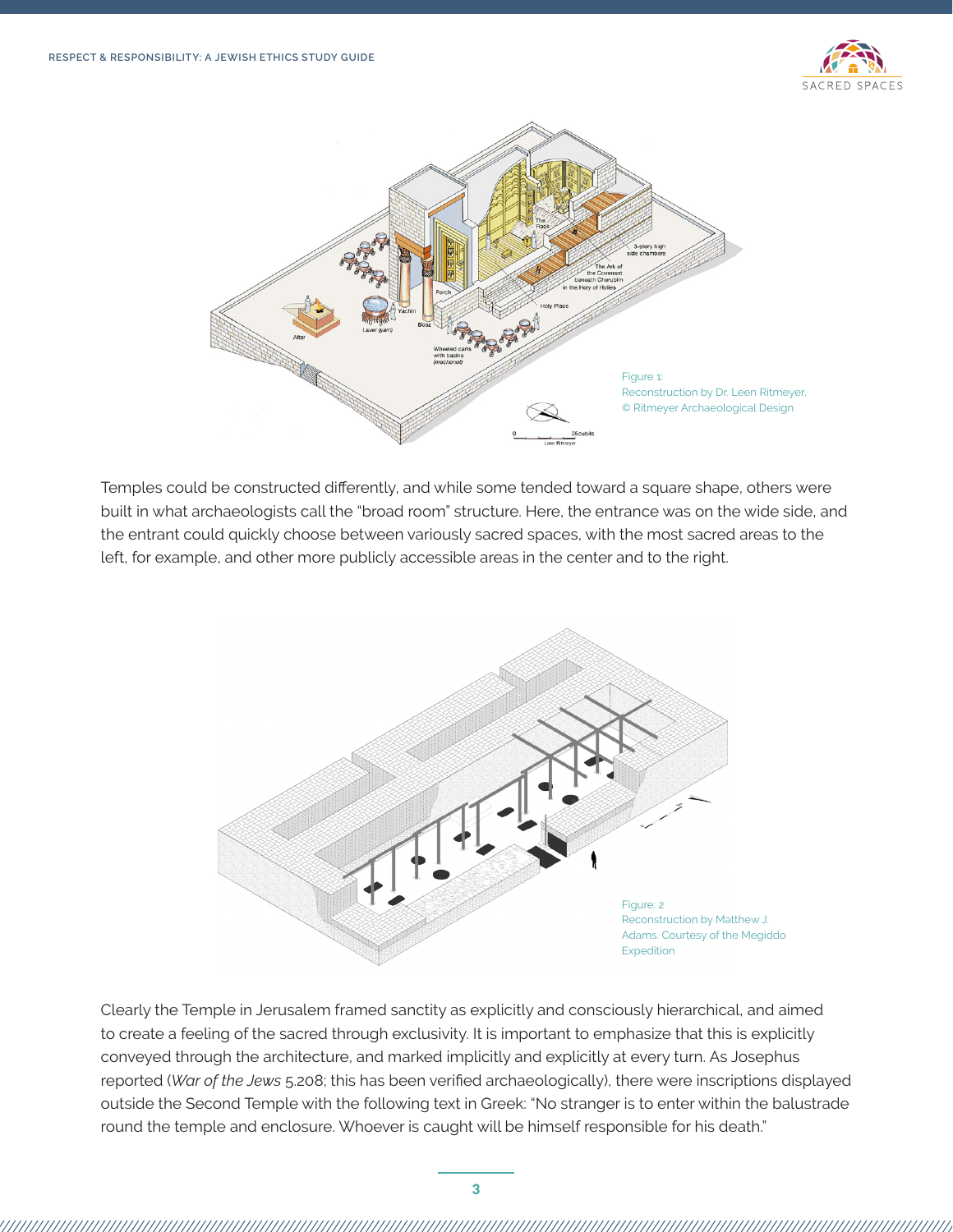Figure 1:
Reconstruction by Dr. Leen Ritmeyer.
© Ritmeyer Archaeological Design

Temples could be constructed differently, and while some tended toward a square shape, others were built in what archaeologists call the "broad room" structure. Here, the entrance was on the wide side, and the entrant could quickly choose between variously sacred spaces, with the most sacred areas to the left, for example, and other more publicly accessible areas in the center and to the right.

Figure: 2
Reconstruction by Matthew J. Adams. Courtesy of the Megiddo Expedition

Clearly the Temple in Jerusalem framed sanctity as explicitly and consciously hierarchical, and aimed to create a feeling of the sacred through exclusivity. It is important to emphasize that this is explicitly conveyed through the architecture, and marked implicitly and explicitly at every turn. As Josephus reported (*War of the Jews* 5.208; this has been verified archaeologically), there were inscriptions displayed outside the Second Temple with the following text in Greek: "No stranger is to enter within the balustrade round the temple and enclosure. Whoever is caught will be himself responsible for his death."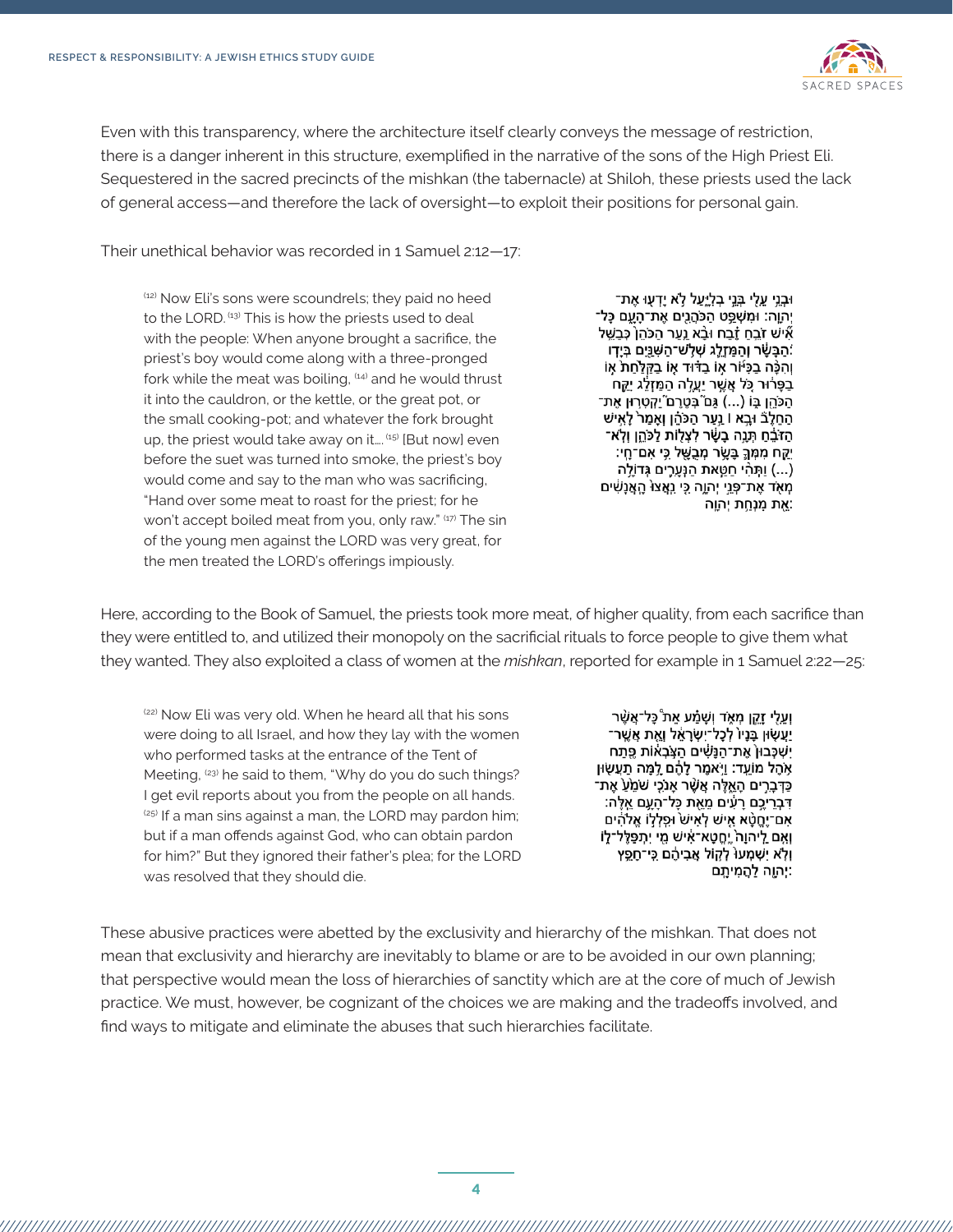Even with this transparency, where the architecture itself clearly conveys the message of restriction, there is a danger inherent in this structure, exemplified in the narrative of the sons of the High Priest Eli. Sequestered in the sacred precincts of the mishkan (the tabernacle) at Shiloh, these priests used the lack of general access—and therefore the lack of oversight—to exploit their positions for personal gain.

Their unethical behavior was recorded in 1 Samuel 2:12—17:

> [12] Now Eli's sons were scoundrels; they paid no heed to the LORD. [13] This is how the priests used to deal with the people: When anyone brought a sacrifice, the priest's boy would come along with a three-pronged fork while the meat was boiling, [14] and he would thrust it into the cauldron, or the kettle, or the great pot, or the small cooking-pot; and whatever the fork brought up, the priest would take away on it.... [15] [But now] even before the suet was turned into smoke, the priest's boy would come and say to the man who was sacrificing, "Hand over some meat to roast for the priest; for he won't accept boiled meat from you, only raw." [17] The sin of the young men against the LORD was very great, for the men treated the LORD's offerings impiously.

> וּבְנֵ֥י עֵלִ֖י בְּנֵ֣י בְלִיָּ֑עַל לֹ֥א יָדְע֖וּ אֶת־יְהוָֽה׃ וּמִשְׁפַּ֥ט הַכֹּהֲנִ֖ים אֶת־הָעָ֑ם כָּל־אִ֞ישׁ זֹבֵ֣חַ זֶ֗בַח וּבָ֨א נַ֤עַר הַכֹּהֵן֙ כְּבַשֵּׁ֣ל הַבָּשָׂ֔ר וְהַמַּזְלֵ֛ג שְׁלֹ֥שׁ־הַשִּׁנַּ֖יִם בְּיָדֽוֹ׃ וְהִכָּ֨ה בַכִּיּ֜וֹר א֣וֹ בַדּ֗וּד א֤וֹ בַקַּלַּ֙חַת֙ א֣וֹ בַפָּר֔וּר כֹּ֚ל אֲשֶׁ֣ר יַעֲלֶ֣ה הַמַּזְלֵ֔ג יִקַּ֥ח הַכֹּהֵ֖ן בּ֑וֹ (...) גַּם֮ בְּטֶרֶם֮ יַקְטִר֣וּן אֶת־הַחֵלֶב֒ וּבָ֣א ׀ נַ֣עַר הַכֹּהֵ֗ן וְאָמַר֙ לָאִ֣ישׁ הַזֹּבֵ֔חַ תְּנָ֣ה בָשָׂ֔ר לִצְל֖וֹת לַכֹּהֵ֑ן וְלֹֽא־יִקַּ֥ח מִמְּךָ֛ בָּשָׂ֥ר מְבֻשָּׁ֖ל כִּ֥י אִם־חָֽי׃ (...) וַתְּהִ֨י חַטַּ֧את הַנְּעָרִ֛ים גְּדוֹלָ֥ה מְאֹ֖ד אֶת־פְּנֵ֣י יְהוָ֑ה כִּ֚י נִֽאֲצוּ֙ הָֽאֲנָשִׁ֔ים אֵ֖ת מִנְחַ֥ת יְהוָֽה׃

Here, according to the Book of Samuel, the priests took more meat, of higher quality, from each sacrifice than they were entitled to, and utilized their monopoly on the sacrificial rituals to force people to give them what they wanted. They also exploited a class of women at the *mishkan*, reported for example in 1 Samuel 2:22—25:

> [22] Now Eli was very old. When he heard all that his sons were doing to all Israel, and how they lay with the women who performed tasks at the entrance of the Tent of Meeting, [23] he said to them, "Why do you do such things? I get evil reports about you from the people on all hands. [25] If a man sins against a man, the LORD may pardon him; but if a man offends against God, who can obtain pardon for him?" But they ignored their father's plea; for the LORD was resolved that they should die.

> וְעֵלִ֖י זָקֵ֣ן מְאֹ֑ד וְשָׁמַ֗ע אֵת֩ כָּל־אֲשֶׁ֨ר יַעֲשׂ֤וּן בָּנָיו֙ לְכָל־יִשְׂרָאֵ֔ל וְאֵ֤ת אֲשֶׁר־יִשְׁכְּבוּן֙ אֶת־הַנָּשִׁ֔ים הַצֹּ֣בְא֔וֹת פֶּ֖תַח אֹ֥הֶל מוֹעֵֽד׃ וַיֹּ֣אמֶר לָהֶ֔ם לָ֥מָּה תַעֲשׂ֖וּן כַּדְּבָרִ֣ים הָאֵ֑לֶּה אֲשֶׁ֨ר אָנֹכִ֤י שֹׁמֵ֙עַ֙ אֶת־דִּבְרֵיכֶ֣ם רָעִ֔ים מֵאֵ֖ת כָּל־הָעָ֥ם אֵֽלֶּה׃ אִם־יֶחֱטָ֨א אִ֤ישׁ לְאִישׁ֙ וּפִֽלְל֣וֹ אֱלֹהִ֔ים וְאִ֤ם לַֽיהוָה֙ יֶחֱטָא־אִ֔ישׁ מִ֖י יִתְפַּלֶּל־ל֑וֹ וְלֹ֤א יִשְׁמְעוּ֙ לְק֣וֹל אֲבִיהֶ֔ם כִּֽי־חָפֵ֥ץ יְהוָ֖ה לַהֲמִיתָֽם׃

These abusive practices were abetted by the exclusivity and hierarchy of the mishkan. That does not mean that exclusivity and hierarchy are inevitably to blame or are to be avoided in our own planning; that perspective would mean the loss of hierarchies of sanctity which are at the core of much of Jewish practice. We must, however, be cognizant of the choices we are making and the tradeoffs involved, and find ways to mitigate and eliminate the abuses that such hierarchies facilitate.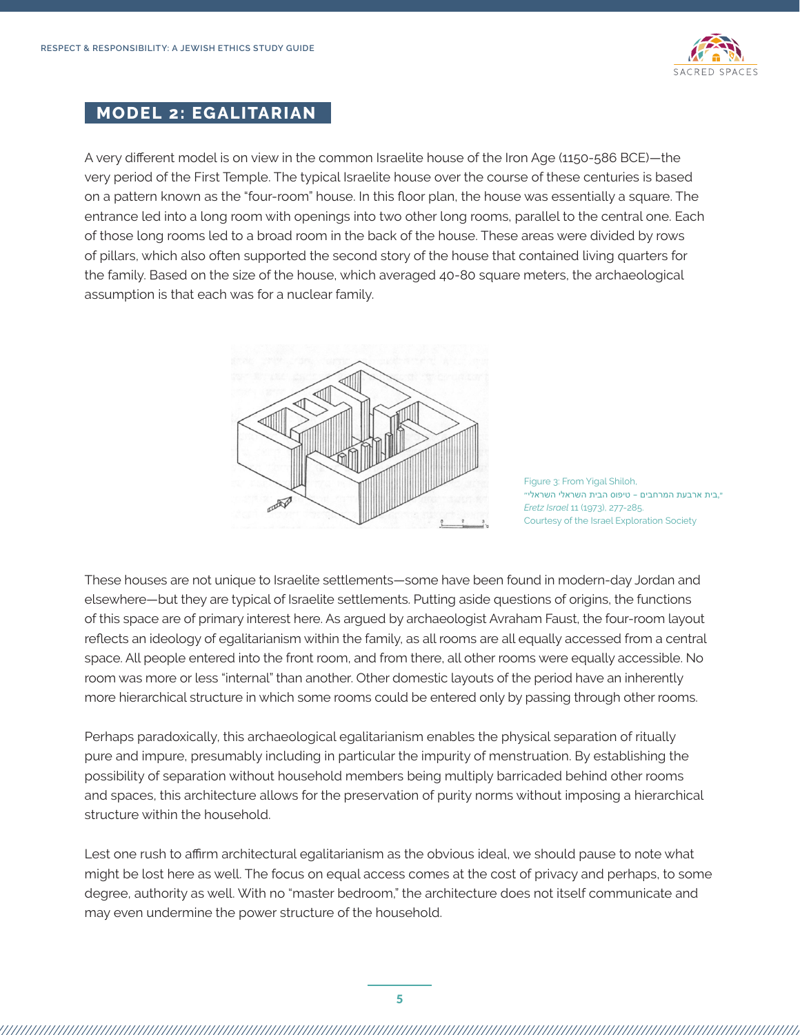## MODEL 2: EGALITARIAN

A very different model is on view in the common Israelite house of the Iron Age (1150-586 BCE)—the very period of the First Temple. The typical Israelite house over the course of these centuries is based on a pattern known as the "four-room" house. In this floor plan, the house was essentially a square. The entrance led into a long room with openings into two other long rooms, parallel to the central one. Each of those long rooms led to a broad room in the back of the house. These areas were divided by rows of pillars, which also supported the second story of the house that contained living quarters for the family. Based on the size of the house, which averaged 40-80 square meters, the archaeological assumption is that each was for a nuclear family.

Figure 3: From Yigal Shiloh,
"בית ארבעת המרחבים – טיפוס הבית השראלי השראלי,"
*Eretz Israel* 11 (1973), 277-285.
Courtesy of the Israel Exploration Society

These houses are not unique to Israelite settlements—some have been found in modern-day Jordan and elsewhere—but they are typical of Israelite settlements. Putting aside questions of origins, the functions of this space are of primary interest here. As argued by archaeologist Avraham Faust, the four-room layout reflects an ideology of egalitarianism within the family, as all rooms are all equally accessed from a central space. All people entered into the front room, and from there, all other rooms were equally accessible. No room was more or less "internal" than another. Other domestic layouts of the period have an inherently more hierarchical structure in which some rooms could be entered only by passing through other rooms.

Perhaps paradoxically, this archaeological egalitarianism enables the physical separation of ritually pure and impure, presumably including in particular the impurity of menstruation. By establishing the possibility of separation without household members being multiply barricaded behind other rooms and spaces, this architecture allows for the preservation of purity norms without imposing a hierarchical structure within the household.

Lest one rush to affirm architectural egalitarianism as the obvious ideal, we should pause to note what might be lost here as well. The focus on equal access comes at the cost of privacy and perhaps, to some degree, authority as well. With no "master bedroom," the architecture does not itself communicate and may even undermine the power structure of the household.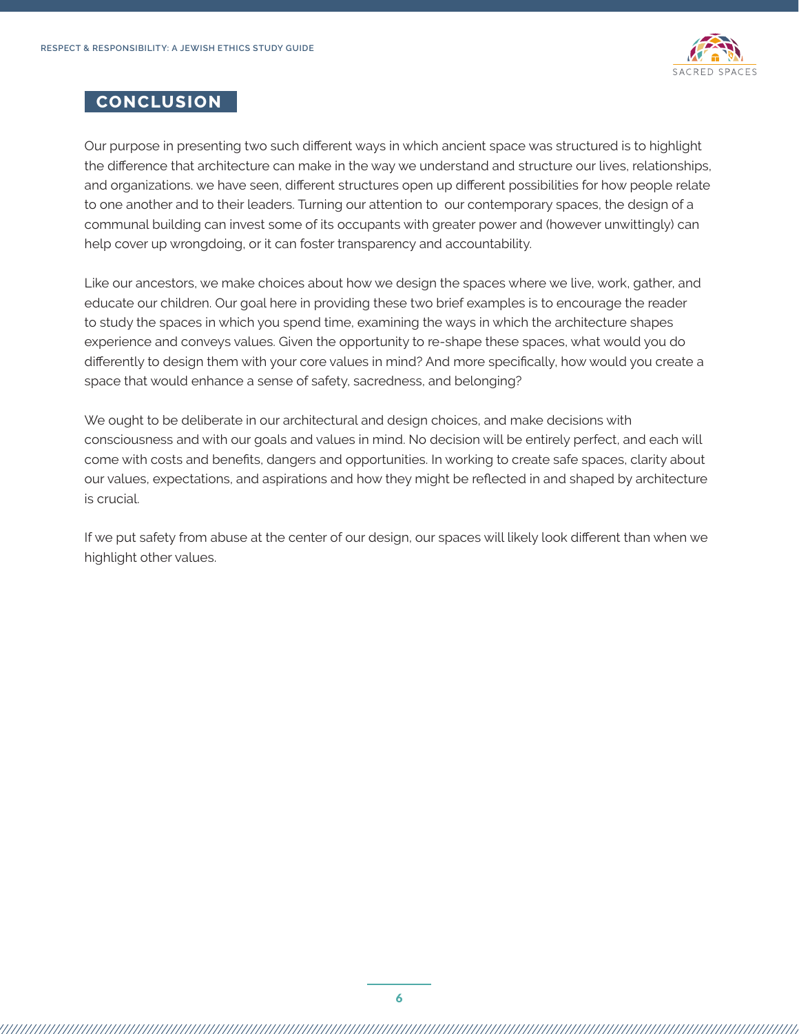## CONCLUSION

Our purpose in presenting two such different ways in which ancient space was structured is to highlight the difference that architecture can make in the way we understand and structure our lives, relationships, and organizations. we have seen, different structures open up different possibilities for how people relate to one another and to their leaders. Turning our attention to our contemporary spaces, the design of a communal building can invest some of its occupants with greater power and (however unwittingly) can help cover up wrongdoing, or it can foster transparency and accountability.

Like our ancestors, we make choices about how we design the spaces where we live, work, gather, and educate our children. Our goal here in providing these two brief examples is to encourage the reader to study the spaces in which you spend time, examining the ways in which the architecture shapes experience and conveys values. Given the opportunity to re-shape these spaces, what would you do differently to design them with your core values in mind? And more specifically, how would you create a space that would enhance a sense of safety, sacredness, and belonging?

We ought to be deliberate in our architectural and design choices, and make decisions with consciousness and with our goals and values in mind. No decision will be entirely perfect, and each will come with costs and benefits, dangers and opportunities. In working to create safe spaces, clarity about our values, expectations, and aspirations and how they might be reflected in and shaped by architecture is crucial.

If we put safety from abuse at the center of our design, our spaces will likely look different than when we highlight other values.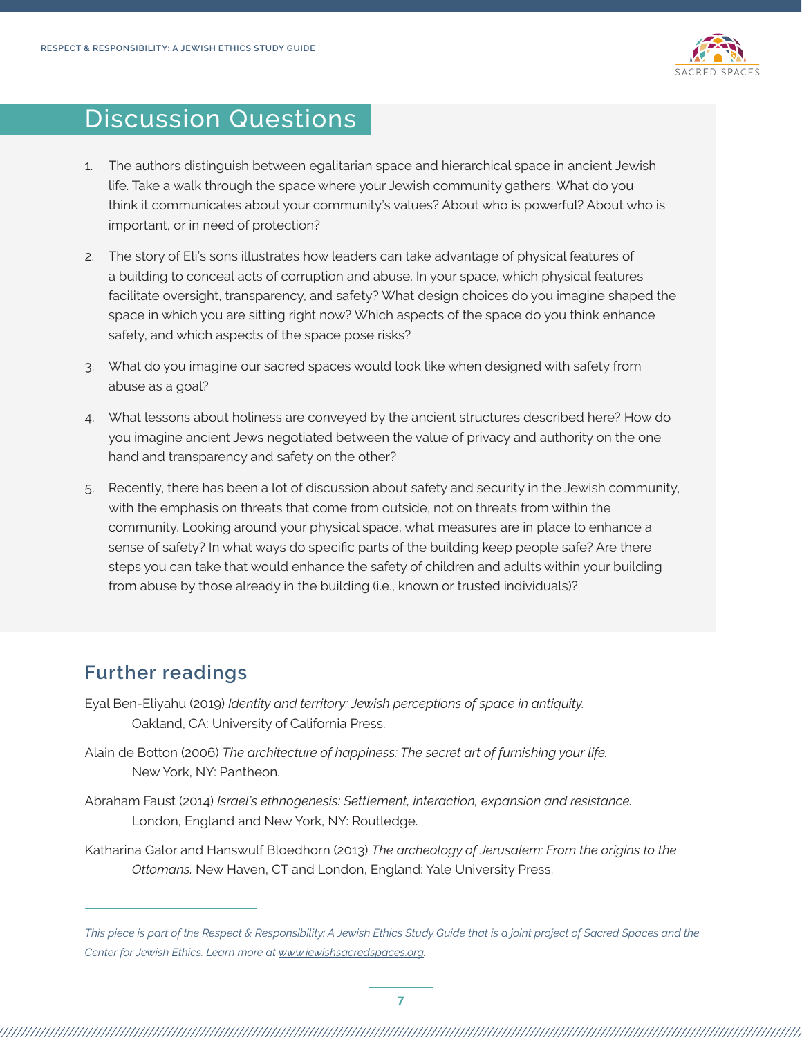## Discussion Questions

1. The authors distinguish between egalitarian space and hierarchical space in ancient Jewish life. Take a walk through the space where your Jewish community gathers. What do you think it communicates about your community's values? About who is powerful? About who is important, or in need of protection?
2. The story of Eli's sons illustrates how leaders can take advantage of physical features of a building to conceal acts of corruption and abuse. In your space, which physical features facilitate oversight, transparency, and safety? What design choices do you imagine shaped the space in which you are sitting right now? Which aspects of the space do you think enhance safety, and which aspects of the space pose risks?
3. What do you imagine our sacred spaces would look like when designed with safety from abuse as a goal?
4. What lessons about holiness are conveyed by the ancient structures described here? How do you imagine ancient Jews negotiated between the value of privacy and authority on the one hand and transparency and safety on the other?
5. Recently, there has been a lot of discussion about safety and security in the Jewish community, with the emphasis on threats that come from outside, not on threats from within the community. Looking around your physical space, what measures are in place to enhance a sense of safety? In what ways do specific parts of the building keep people safe? Are there steps you can take that would enhance the safety of children and adults within your building from abuse by those already in the building (i.e., known or trusted individuals)?

## Further readings

Eyal Ben-Eliyahu (2019) *Identity and territory: Jewish perceptions of space in antiquity.* Oakland, CA: University of California Press.

Alain de Botton (2006) *The architecture of happiness: The secret art of furnishing your life.* New York, NY: Pantheon.

Abraham Faust (2014) *Israel's ethnogenesis: Settlement, interaction, expansion and resistance.* London, England and New York, NY: Routledge.

Katharina Galor and Hanswulf Bloedhorn (2013) *The archeology of Jerusalem: From the origins to the Ottomans.* New Haven, CT and London, England: Yale University Press.

---

*This piece is part of the Respect & Responsibility: A Jewish Ethics Study Guide that is a joint project of Sacred Spaces and the Center for Jewish Ethics. Learn more at www.jewishsacredspaces.org.*